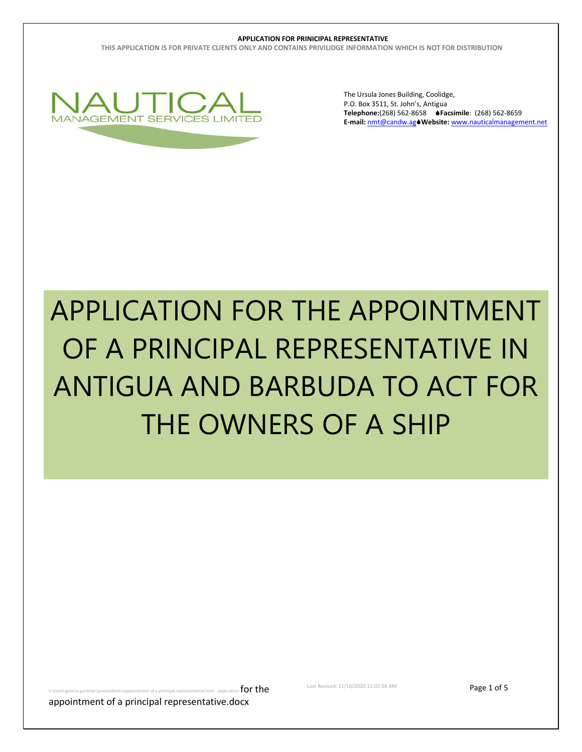**NAUTICAL**
MANAGEMENT SERVICES LIMITED

The Ursula Jones Building, Coolidge,
P.O. Box 3511, St. John's, Antigua
**Telephone:**(268) 562-8658 **Facsimile**: (268) 562-8659
**E-mail:** nmt@candw.ag **Website:** www.nauticalmanagement.net

# APPLICATION FOR THE APPOINTMENT OF A PRINCIPAL REPRESENTATIVE IN ANTIGUA AND BARBUDA TO ACT FOR THE OWNERS OF A SHIP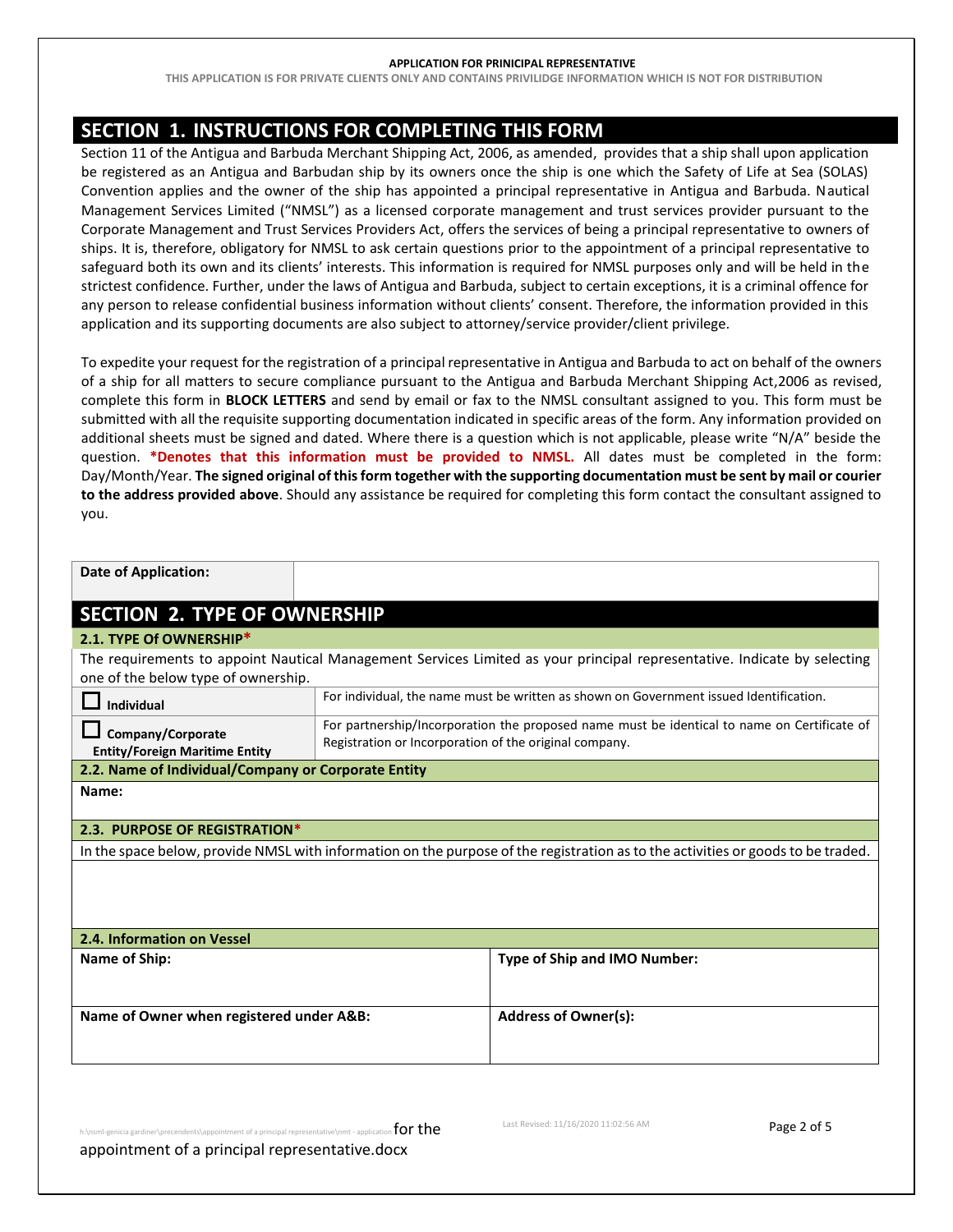**APPLICATION FOR PRINICIPAL REPRESENTATIVE**

**THIS APPLICATION IS FOR PRIVATE CLIENTS ONLY AND CONTAINS PRIVILIDGE INFORMATION WHICH IS NOT FOR DISTRIBUTION**

## SECTION 1. INSTRUCTIONS FOR COMPLETING THIS FORM

Section 11 of the Antigua and Barbuda Merchant Shipping Act, 2006, as amended, provides that a ship shall upon application be registered as an Antigua and Barbudan ship by its owners once the ship is one which the Safety of Life at Sea (SOLAS) Convention applies and the owner of the ship has appointed a principal representative in Antigua and Barbuda. Nautical Management Services Limited ("NMSL") as a licensed corporate management and trust services provider pursuant to the Corporate Management and Trust Services Providers Act, offers the services of being a principal representative to owners of ships. It is, therefore, obligatory for NMSL to ask certain questions prior to the appointment of a principal representative to safeguard both its own and its clients' interests. This information is required for NMSL purposes only and will be held in the strictest confidence. Further, under the laws of Antigua and Barbuda, subject to certain exceptions, it is a criminal offence for any person to release confidential business information without clients' consent. Therefore, the information provided in this application and its supporting documents are also subject to attorney/service provider/client privilege.

To expedite your request for the registration of a principal representative in Antigua and Barbuda to act on behalf of the owners of a ship for all matters to secure compliance pursuant to the Antigua and Barbuda Merchant Shipping Act,2006 as revised, complete this form in **BLOCK LETTERS** and send by email or fax to the NMSL consultant assigned to you. This form must be submitted with all the requisite supporting documentation indicated in specific areas of the form. Any information provided on additional sheets must be signed and dated. Where there is a question which is not applicable, please write "N/A" beside the question. ***Denotes that this information must be provided to NMSL.** All dates must be completed in the form: Day/Month/Year. **The signed original of this form together with the supporting documentation must be sent by mail or courier to the address provided above**. Should any assistance be required for completing this form contact the consultant assigned to you.

| **Date of Application:** | |
|---|---|

## SECTION 2. TYPE OF OWNERSHIP

### 2.1. TYPE Of OWNERSHIP*

The requirements to appoint Nautical Management Services Limited as your principal representative. Indicate by selecting one of the below type of ownership.

| | |
|---|---|
| ☐ **Individual** | For individual, the name must be written as shown on Government issued Identification. |
| ☐ **Company/Corporate Entity/Foreign Maritime Entity** | For partnership/Incorporation the proposed name must be identical to name on Certificate of Registration or Incorporation of the original company. |

### 2.2. Name of Individual/Company or Corporate Entity

**Name:**

### 2.3. PURPOSE OF REGISTRATION*

In the space below, provide NMSL with information on the purpose of the registration as to the activities or goods to be traded.

### 2.4. Information on Vessel

| **Name of Ship:** | **Type of Ship and IMO Number:** |
|---|---|
| **Name of Owner when registered under A&B:** | **Address of Owner(s):** |

h:\nsml-genicia gardiner\precendents\appointment of a principal representative\nmt - application for the appointment of a principal representative.docx

Last Revised: 11/16/2020 11:02:56 AM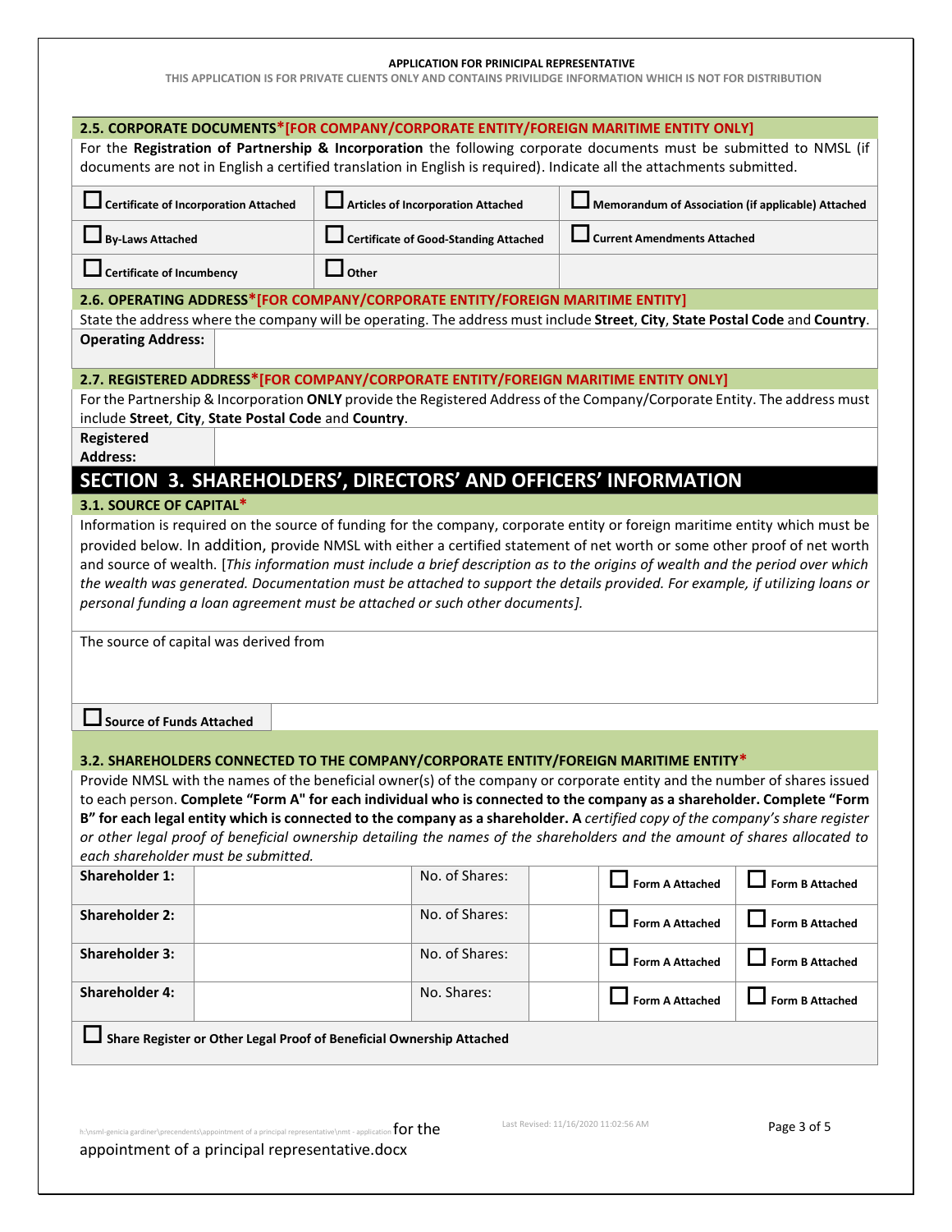### 2.5. CORPORATE DOCUMENTS*[FOR COMPANY/CORPORATE ENTITY/FOREIGN MARITIME ENTITY ONLY]

For the **Registration of Partnership & Incorporation** the following corporate documents must be submitted to NMSL (if documents are not in English a certified translation in English is required). Indicate all the attachments submitted.

| | | |
|---|---|---|
| ☐ **Certificate of Incorporation Attached** | ☐ **Articles of Incorporation Attached** | ☐ **Memorandum of Association (if applicable) Attached** |
| ☐ **By-Laws Attached** | ☐ **Certificate of Good-Standing Attached** | ☐ **Current Amendments Attached** |
| ☐ **Certificate of Incumbency** | ☐ **Other** | |

### 2.6. OPERATING ADDRESS*[FOR COMPANY/CORPORATE ENTITY/FOREIGN MARITIME ENTITY]

State the address where the company will be operating. The address must include **Street**, **City**, **State Postal Code** and **Country**.

| | |
|---|---|
| **Operating Address:** | |

### 2.7. REGISTERED ADDRESS*[FOR COMPANY/CORPORATE ENTITY/FOREIGN MARITIME ENTITY ONLY]

For the Partnership & Incorporation **ONLY** provide the Registered Address of the Company/Corporate Entity. The address must include **Street**, **City**, **State Postal Code** and **Country**.

| | |
|---|---|
| **Registered Address:** | |

## SECTION 3. SHAREHOLDERS', DIRECTORS' AND OFFICERS' INFORMATION

### 3.1. SOURCE OF CAPITAL*

Information is required on the source of funding for the company, corporate entity or foreign maritime entity which must be provided below. In addition, provide NMSL with either a certified statement of net worth or some other proof of net worth and source of wealth. [*This information must include a brief description as to the origins of wealth and the period over which the wealth was generated. Documentation must be attached to support the details provided. For example, if utilizing loans or personal funding a loan agreement must be attached or such other documents].*

The source of capital was derived from

☐ **Source of Funds Attached**

### 3.2. SHAREHOLDERS CONNECTED TO THE COMPANY/CORPORATE ENTITY/FOREIGN MARITIME ENTITY*

Provide NMSL with the names of the beneficial owner(s) of the company or corporate entity and the number of shares issued to each person. **Complete "Form A" for each individual who is connected to the company as a shareholder. Complete "Form B" for each legal entity which is connected to the company as a shareholder. A** *certified copy of the company's share register or other legal proof of beneficial ownership detailing the names of the shareholders and the amount of shares allocated to each shareholder must be submitted.*

| | | | | | |
|---|---|---|---|---|---|
| **Shareholder 1:** | | No. of Shares: | | ☐ **Form A Attached** | ☐ **Form B Attached** |
| **Shareholder 2:** | | No. of Shares: | | ☐ **Form A Attached** | ☐ **Form B Attached** |
| **Shareholder 3:** | | No. of Shares: | | ☐ **Form A Attached** | ☐ **Form B Attached** |
| **Shareholder 4:** | | No. Shares: | | ☐ **Form A Attached** | ☐ **Form B Attached** |

☐ **Share Register or Other Legal Proof of Beneficial Ownership Attached**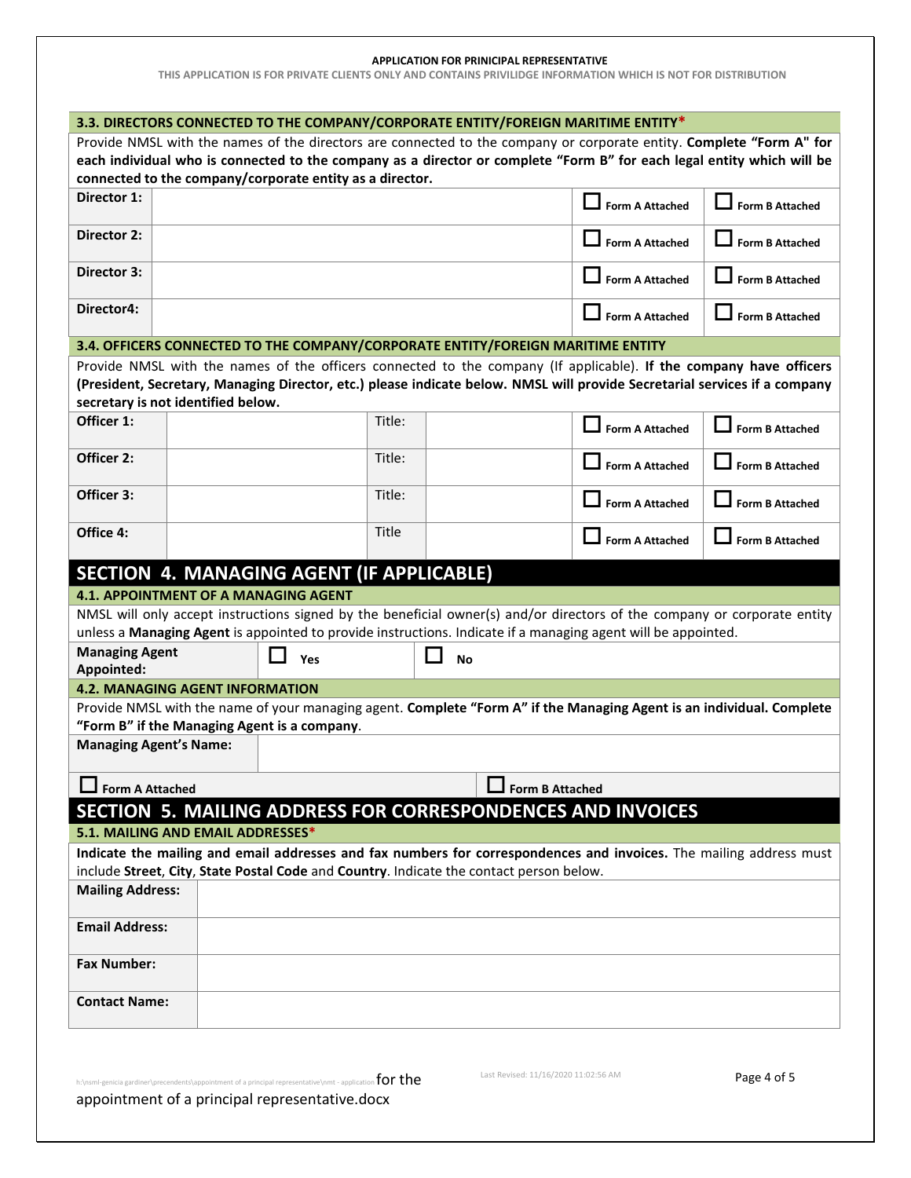### 3.3. DIRECTORS CONNECTED TO THE COMPANY/CORPORATE ENTITY/FOREIGN MARITIME ENTITY*

Provide NMSL with the names of the directors are connected to the company or corporate entity. **Complete "Form A" for each individual who is connected to the company as a director or complete "Form B" for each legal entity which will be connected to the company/corporate entity as a director.**

| | | | |
|---|---|---|---|
| **Director 1:** | | ☐ Form A Attached | ☐ Form B Attached |
| **Director 2:** | | ☐ Form A Attached | ☐ Form B Attached |
| **Director 3:** | | ☐ Form A Attached | ☐ Form B Attached |
| **Director4:** | | ☐ Form A Attached | ☐ Form B Attached |

### 3.4. OFFICERS CONNECTED TO THE COMPANY/CORPORATE ENTITY/FOREIGN MARITIME ENTITY

Provide NMSL with the names of the officers connected to the company (If applicable). **If the company have officers (President, Secretary, Managing Director, etc.) please indicate below. NMSL will provide Secretarial services if a company secretary is not identified below.**

| | | | | | |
|---|---|---|---|---|---|
| **Officer 1:** | | Title: | | ☐ Form A Attached | ☐ Form B Attached |
| **Officer 2:** | | Title: | | ☐ Form A Attached | ☐ Form B Attached |
| **Officer 3:** | | Title: | | ☐ Form A Attached | ☐ Form B Attached |
| **Office 4:** | | Title | | ☐ Form A Attached | ☐ Form B Attached |

## SECTION 4. MANAGING AGENT (IF APPLICABLE)

### 4.1. APPOINTMENT OF A MANAGING AGENT

NMSL will only accept instructions signed by the beneficial owner(s) and/or directors of the company or corporate entity unless a **Managing Agent** is appointed to provide instructions. Indicate if a managing agent will be appointed.

| | | |
|---|---|---|
| **Managing Agent Appointed:** | ☐ Yes | ☐ No |

### 4.2. MANAGING AGENT INFORMATION

Provide NMSL with the name of your managing agent. **Complete "Form A" if the Managing Agent is an individual. Complete "Form B" if the Managing Agent is a company**.

| | |
|---|---|
| **Managing Agent's Name:** | |
| ☐ Form A Attached | ☐ Form B Attached |

## SECTION 5. MAILING ADDRESS FOR CORRESPONDENCES AND INVOICES

### 5.1. MAILING AND EMAIL ADDRESSES*

**Indicate the mailing and email addresses and fax numbers for correspondences and invoices.** The mailing address must include **Street**, **City**, **State Postal Code** and **Country**. Indicate the contact person below.

| | |
|---|---|
| **Mailing Address:** | |
| **Email Address:** | |
| **Fax Number:** | |
| **Contact Name:** | |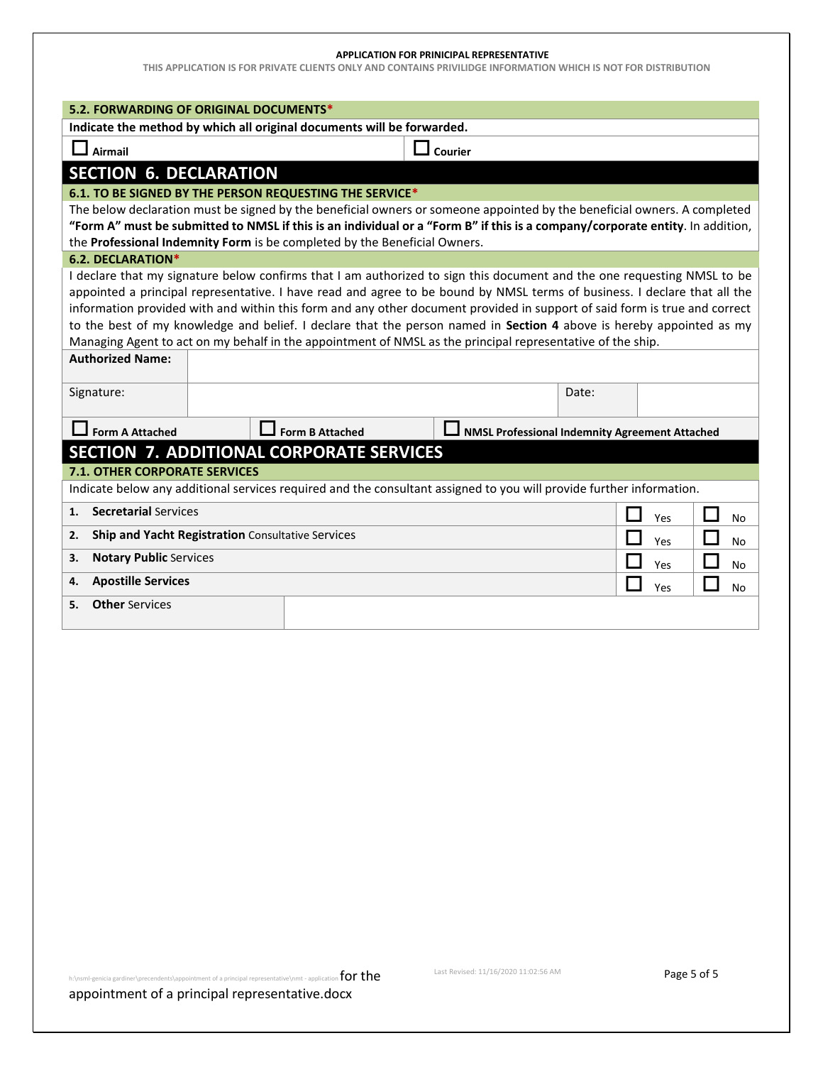### 5.2. FORWARDING OF ORIGINAL DOCUMENTS*

**Indicate the method by which all original documents will be forwarded.**

☐ **Airmail** ☐ **Courier**

## SECTION 6. DECLARATION

### 6.1. TO BE SIGNED BY THE PERSON REQUESTING THE SERVICE*

The below declaration must be signed by the beneficial owners or someone appointed by the beneficial owners. A completed **"Form A" must be submitted to NMSL if this is an individual or a "Form B" if this is a company/corporate entity**. In addition, the **Professional Indemnity Form** is be completed by the Beneficial Owners.

### 6.2. DECLARATION*

I declare that my signature below confirms that I am authorized to sign this document and the one requesting NMSL to be appointed a principal representative. I have read and agree to be bound by NMSL terms of business. I declare that all the information provided with and within this form and any other document provided in support of said form is true and correct to the best of my knowledge and belief. I declare that the person named in **Section 4** above is hereby appointed as my Managing Agent to act on my behalf in the appointment of NMSL as the principal representative of the ship.

| | | | |
|---|---|---|---|
| **Authorized Name:** | | | |
| Signature: | | Date: | |

☐ **Form A Attached** ☐ **Form B Attached** ☐ **NMSL Professional Indemnity Agreement Attached**

## SECTION 7. ADDITIONAL CORPORATE SERVICES

### 7.1. OTHER CORPORATE SERVICES

Indicate below any additional services required and the consultant assigned to you will provide further information.

| | | | |
|---|---|---|---|
| 1. | **Secretarial** Services | ☐ Yes | ☐ No |
| 2. | **Ship and Yacht Registration** Consultative Services | ☐ Yes | ☐ No |
| 3. | **Notary Public** Services | ☐ Yes | ☐ No |
| 4. | **Apostille Services** | ☐ Yes | ☐ No |
| 5. | **Other** Services | | |